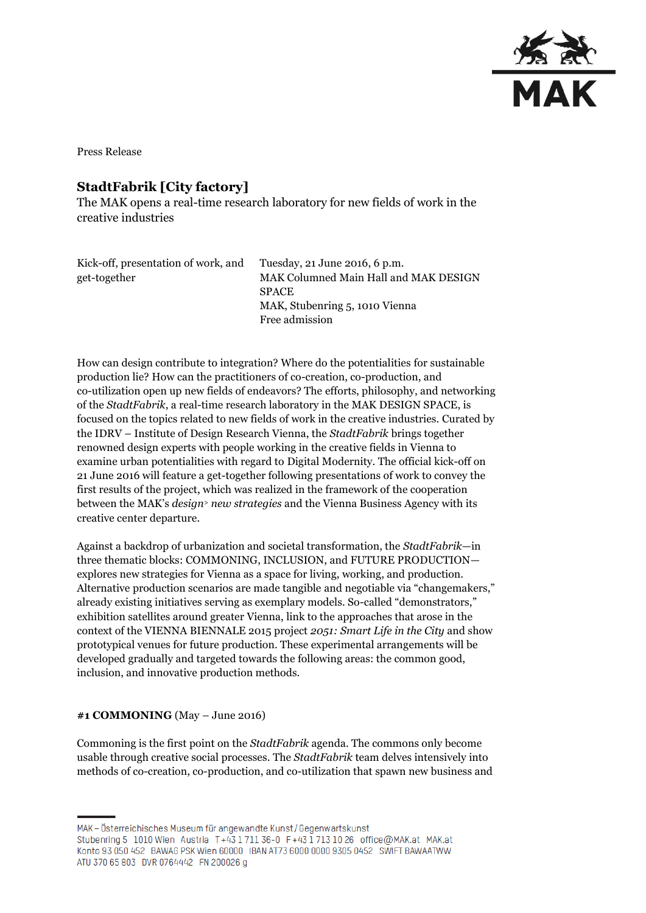Press Release

# StadtFabrik [City factory]

The MAK opens a real-time research laboratory for new fields of work in the creative industries

| Kick-off, presentation of work, and get-together | Tuesday, 21 June 2016, 6 p.m. MAK Columned Main Hall and MAK DESIGN SPACE MAK, Stubenring 5, 1010 Vienna Free admission |
|---|---|

How can design contribute to integration? Where do the potentialities for sustainable production lie? How can the practitioners of co-creation, co-production, and co-utilization open up new fields of endeavors? The efforts, philosophy, and networking of the *StadtFabrik*, a real-time research laboratory in the MAK DESIGN SPACE, is focused on the topics related to new fields of work in the creative industries. Curated by the IDRV – Institute of Design Research Vienna, the *StadtFabrik* brings together renowned design experts with people working in the creative fields in Vienna to examine urban potentialities with regard to Digital Modernity. The official kick-off on 21 June 2016 will feature a get-together following presentations of work to convey the first results of the project, which was realized in the framework of the cooperation between the MAK's *design> new strategies* and the Vienna Business Agency with its creative center departure.

Against a backdrop of urbanization and societal transformation, the *StadtFabrik*—in three thematic blocks: COMMONING, INCLUSION, and FUTURE PRODUCTION—explores new strategies for Vienna as a space for living, working, and production. Alternative production scenarios are made tangible and negotiable via "changemakers," already existing initiatives serving as exemplary models. So-called "demonstrators," exhibition satellites around greater Vienna, link to the approaches that arose in the context of the VIENNA BIENNALE 2015 project *2051: Smart Life in the City* and show prototypical venues for future production. These experimental arrangements will be developed gradually and targeted towards the following areas: the common good, inclusion, and innovative production methods.

**#1 COMMONING** (May – June 2016)

Commoning is the first point on the *StadtFabrik* agenda. The commons only become usable through creative social processes. The *StadtFabrik* team delves intensively into methods of co-creation, co-production, and co-utilization that spawn new business and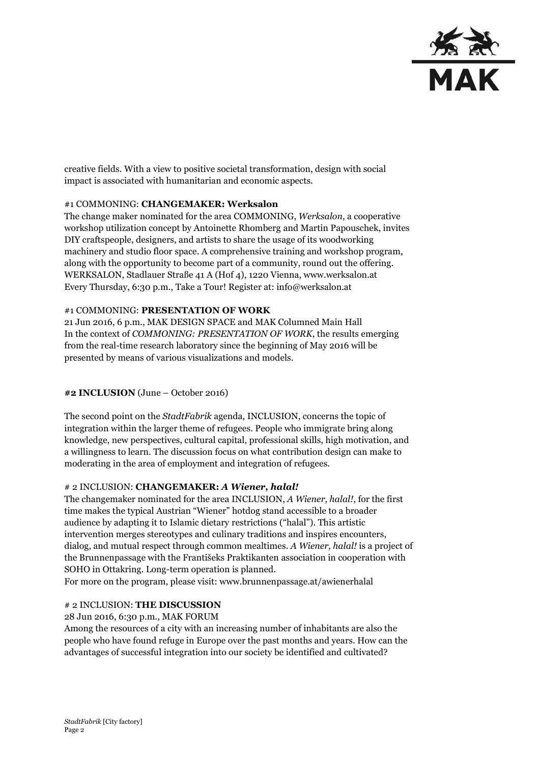creative fields. With a view to positive societal transformation, design with social impact is associated with humanitarian and economic aspects.

#1 COMMONING: **CHANGEMAKER: Werksalon**

The change maker nominated for the area COMMONING, *Werksalon*, a cooperative workshop utilization concept by Antoinette Rhomberg and Martin Papouschek, invites DIY craftspeople, designers, and artists to share the usage of its woodworking machinery and studio floor space. A comprehensive training and workshop program, along with the opportunity to become part of a community, round out the offering.
WERKSALON, Stadlauer Straße 41 A (Hof 4), 1220 Vienna, www.werksalon.at
Every Thursday, 6:30 p.m., Take a Tour! Register at: info@werksalon.at

#1 COMMONING: **PRESENTATION OF WORK**

21 Jun 2016, 6 p.m., MAK DESIGN SPACE and MAK Columned Main Hall
In the context of *COMMONING: PRESENTATION OF WORK*, the results emerging from the real-time research laboratory since the beginning of May 2016 will be presented by means of various visualizations and models.

**#2 INCLUSION** (June – October 2016)

The second point on the *StadtFabrik* agenda, INCLUSION, concerns the topic of integration within the larger theme of refugees. People who immigrate bring along knowledge, new perspectives, cultural capital, professional skills, high motivation, and a willingness to learn. The discussion focus on what contribution design can make to moderating in the area of employment and integration of refugees.

# 2 INCLUSION: **CHANGEMAKER: *A Wiener, halal!***

The changemaker nominated for the area INCLUSION, *A Wiener, halal!*, for the first time makes the typical Austrian "Wiener" hotdog stand accessible to a broader audience by adapting it to Islamic dietary restrictions ("halal"). This artistic intervention merges stereotypes and culinary traditions and inspires encounters, dialog, and mutual respect through common mealtimes. *A Wiener, halal!* is a project of the Brunnenpassage with the Františeks Praktikanten association in cooperation with SOHO in Ottakring. Long-term operation is planned.
For more on the program, please visit: www.brunnenpassage.at/awienerhalal

# 2 INCLUSION: **THE DISCUSSION**

28 Jun 2016, 6:30 p.m., MAK FORUM
Among the resources of a city with an increasing number of inhabitants are also the people who have found refuge in Europe over the past months and years. How can the advantages of successful integration into our society be identified and cultivated?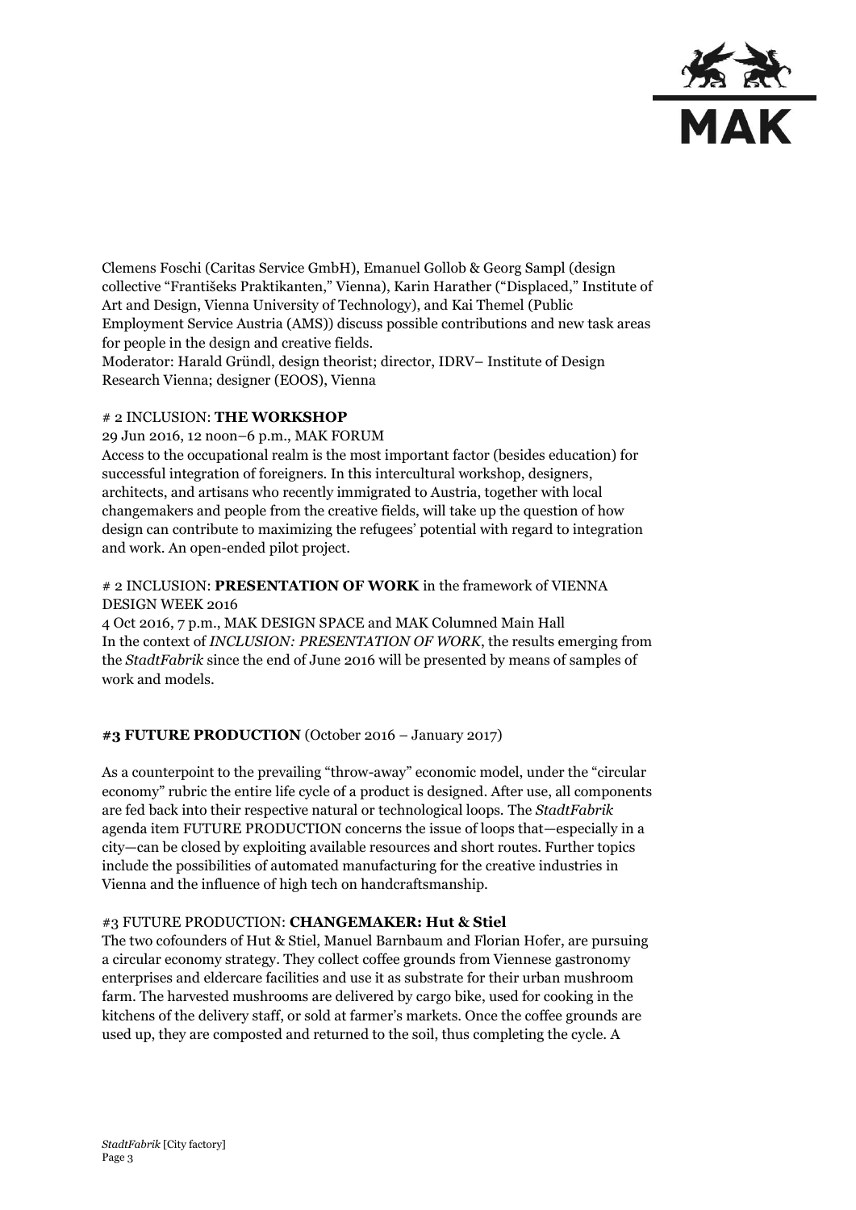Clemens Foschi (Caritas Service GmbH), Emanuel Gollob & Georg Sampl (design collective "Františeks Praktikanten," Vienna), Karin Harather ("Displaced," Institute of Art and Design, Vienna University of Technology), and Kai Themel (Public Employment Service Austria (AMS)) discuss possible contributions and new task areas for people in the design and creative fields.
Moderator: Harald Gründl, design theorist; director, IDRV– Institute of Design Research Vienna; designer (EOOS), Vienna

# 2 INCLUSION: **THE WORKSHOP**
29 Jun 2016, 12 noon–6 p.m., MAK FORUM
Access to the occupational realm is the most important factor (besides education) for successful integration of foreigners. In this intercultural workshop, designers, architects, and artisans who recently immigrated to Austria, together with local changemakers and people from the creative fields, will take up the question of how design can contribute to maximizing the refugees' potential with regard to integration and work. An open-ended pilot project.

# 2 INCLUSION: **PRESENTATION OF WORK** in the framework of VIENNA DESIGN WEEK 2016
4 Oct 2016, 7 p.m., MAK DESIGN SPACE and MAK Columned Main Hall
In the context of *INCLUSION: PRESENTATION OF WORK*, the results emerging from the *StadtFabrik* since the end of June 2016 will be presented by means of samples of work and models.

**#3 FUTURE PRODUCTION** (October 2016 – January 2017)

As a counterpoint to the prevailing "throw-away" economic model, under the "circular economy" rubric the entire life cycle of a product is designed. After use, all components are fed back into their respective natural or technological loops. The *StadtFabrik* agenda item FUTURE PRODUCTION concerns the issue of loops that—especially in a city—can be closed by exploiting available resources and short routes. Further topics include the possibilities of automated manufacturing for the creative industries in Vienna and the influence of high tech on handcraftsmanship.

#3 FUTURE PRODUCTION: **CHANGEMAKER: Hut & Stiel**
The two cofounders of Hut & Stiel, Manuel Barnbaum and Florian Hofer, are pursuing a circular economy strategy. They collect coffee grounds from Viennese gastronomy enterprises and eldercare facilities and use it as substrate for their urban mushroom farm. The harvested mushrooms are delivered by cargo bike, used for cooking in the kitchens of the delivery staff, or sold at farmer's markets. Once the coffee grounds are used up, they are composted and returned to the soil, thus completing the cycle. A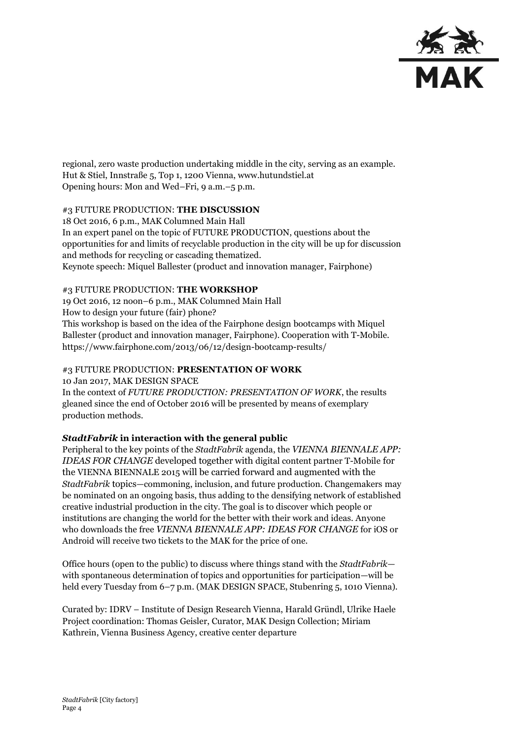regional, zero waste production undertaking middle in the city, serving as an example.
Hut & Stiel, Innstraße 5, Top 1, 1200 Vienna, www.hutundstiel.at
Opening hours: Mon and Wed–Fri, 9 a.m.–5 p.m.

#3 FUTURE PRODUCTION: **THE DISCUSSION**
18 Oct 2016, 6 p.m., MAK Columned Main Hall
In an expert panel on the topic of FUTURE PRODUCTION, questions about the opportunities for and limits of recyclable production in the city will be up for discussion and methods for recycling or cascading thematized.
Keynote speech: Miquel Ballester (product and innovation manager, Fairphone)

#3 FUTURE PRODUCTION: **THE WORKSHOP**
19 Oct 2016, 12 noon–6 p.m., MAK Columned Main Hall
How to design your future (fair) phone?
This workshop is based on the idea of the Fairphone design bootcamps with Miquel Ballester (product and innovation manager, Fairphone). Cooperation with T-Mobile.
https://www.fairphone.com/2013/06/12/design-bootcamp-results/

#3 FUTURE PRODUCTION: **PRESENTATION OF WORK**
10 Jan 2017, MAK DESIGN SPACE
In the context of *FUTURE PRODUCTION: PRESENTATION OF WORK*, the results gleaned since the end of October 2016 will be presented by means of exemplary production methods.

***StadtFabrik* in interaction with the general public**

Peripheral to the key points of the *StadtFabrik* agenda, the *VIENNA BIENNALE APP: IDEAS FOR CHANGE* developed together with digital content partner T-Mobile for the VIENNA BIENNALE 2015 will be carried forward and augmented with the *StadtFabrik* topics—commoning, inclusion, and future production. Changemakers may be nominated on an ongoing basis, thus adding to the densifying network of established creative industrial production in the city. The goal is to discover which people or institutions are changing the world for the better with their work and ideas. Anyone who downloads the free *VIENNA BIENNALE APP: IDEAS FOR CHANGE* for iOS or Android will receive two tickets to the MAK for the price of one.

Office hours (open to the public) to discuss where things stand with the *StadtFabrik*—with spontaneous determination of topics and opportunities for participation—will be held every Tuesday from 6–7 p.m. (MAK DESIGN SPACE, Stubenring 5, 1010 Vienna).

Curated by: IDRV – Institute of Design Research Vienna, Harald Gründl, Ulrike Haele
Project coordination: Thomas Geisler, Curator, MAK Design Collection; Miriam Kathrein, Vienna Business Agency, creative center departure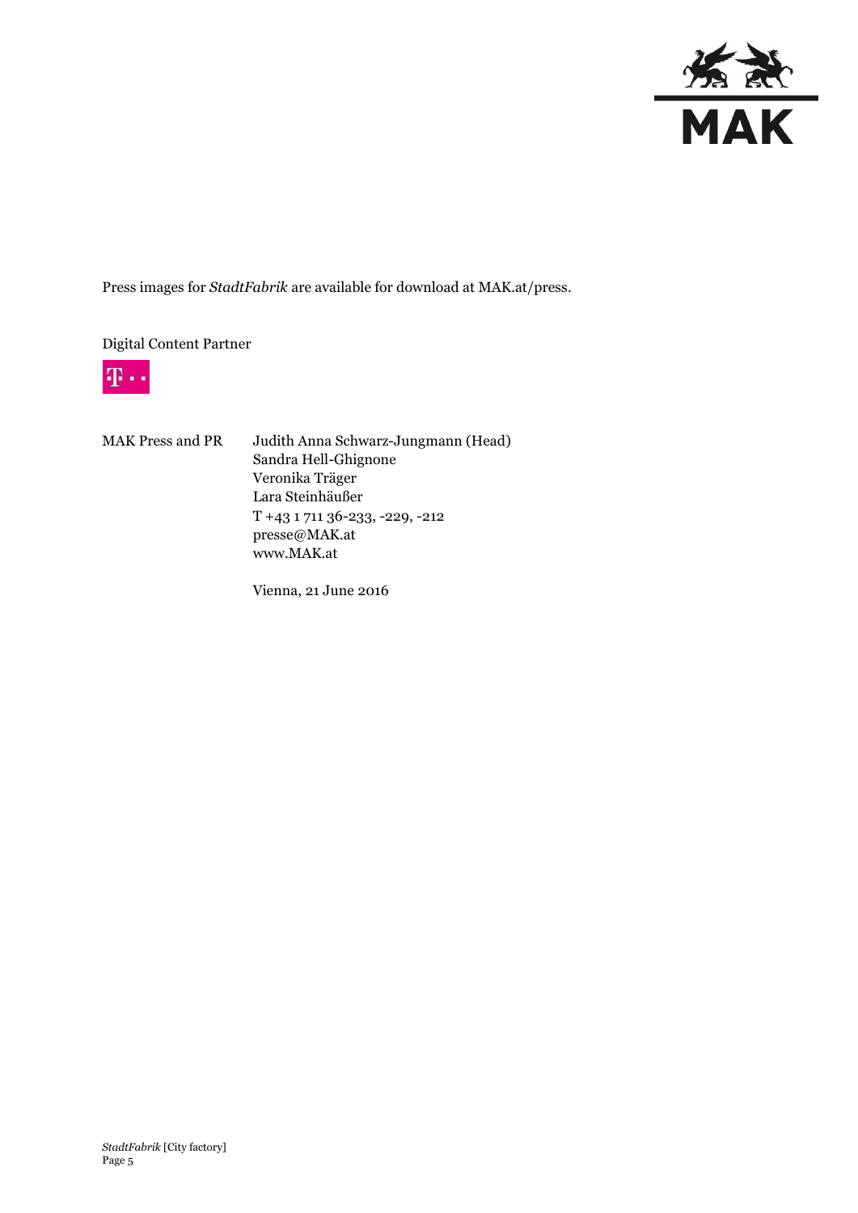Press images for *StadtFabrik* are available for download at MAK.at/press.

Digital Content Partner

MAK Press and PR

Judith Anna Schwarz-Jungmann (Head)
Sandra Hell-Ghignone
Veronika Träger
Lara Steinhäußer
T +43 1 711 36-233, -229, -212
presse@MAK.at
www.MAK.at

Vienna, 21 June 2016